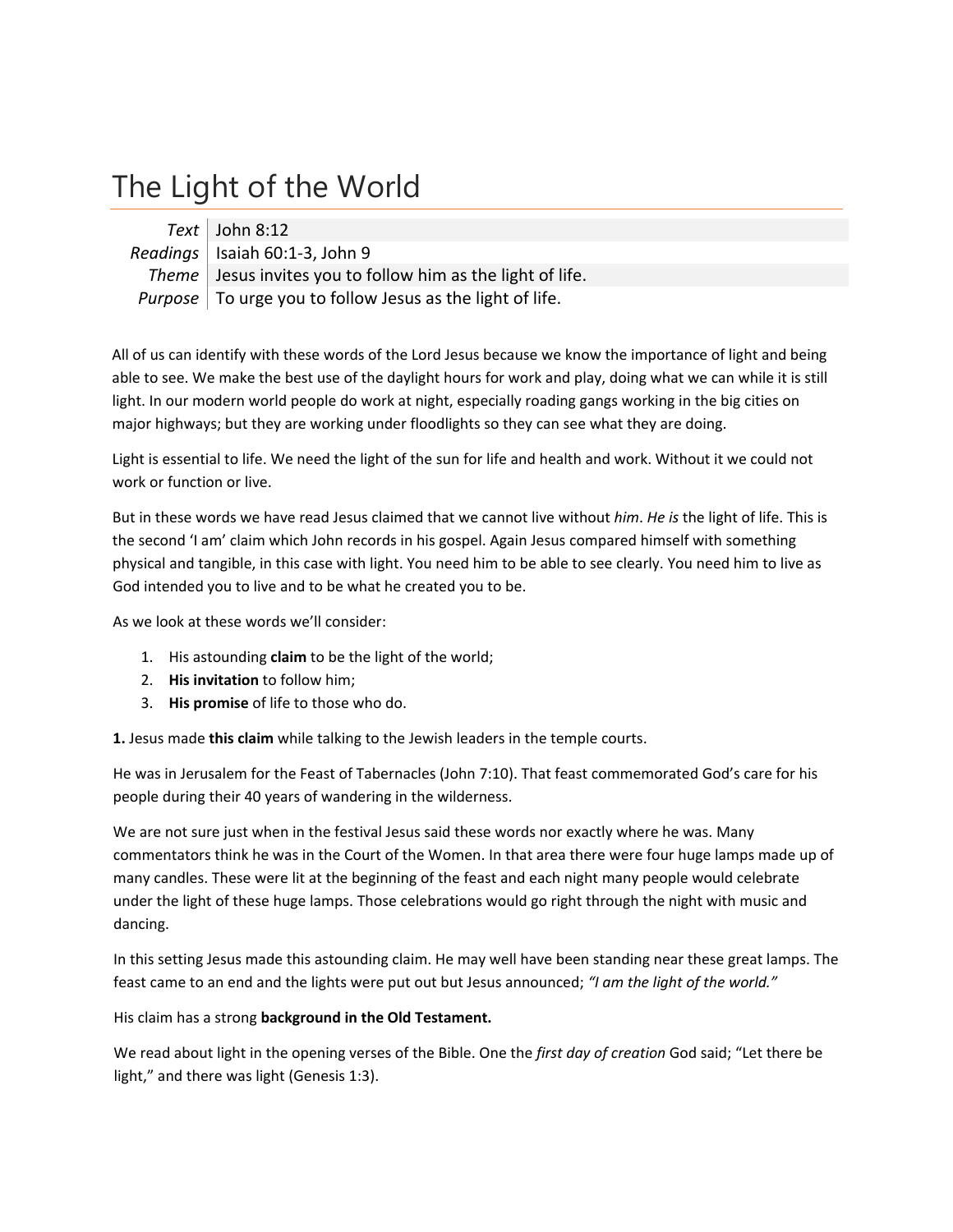# The Light of the World

| | |
|---|---|
| *Text* | John 8:12 |
| *Readings* | Isaiah 60:1-3, John 9 |
| *Theme* | Jesus invites you to follow him as the light of life. |
| *Purpose* | To urge you to follow Jesus as the light of life. |

All of us can identify with these words of the Lord Jesus because we know the importance of light and being able to see. We make the best use of the daylight hours for work and play, doing what we can while it is still light. In our modern world people do work at night, especially roading gangs working in the big cities on major highways; but they are working under floodlights so they can see what they are doing.

Light is essential to life. We need the light of the sun for life and health and work. Without it we could not work or function or live.

But in these words we have read Jesus claimed that we cannot live without *him*. *He is* the light of life. This is the second 'I am' claim which John records in his gospel. Again Jesus compared himself with something physical and tangible, in this case with light. You need him to be able to see clearly. You need him to live as God intended you to live and to be what he created you to be.

As we look at these words we'll consider:

1. His astounding **claim** to be the light of the world;
2. **His invitation** to follow him;
3. **His promise** of life to those who do.

**1.** Jesus made **this claim** while talking to the Jewish leaders in the temple courts.

He was in Jerusalem for the Feast of Tabernacles (John 7:10). That feast commemorated God's care for his people during their 40 years of wandering in the wilderness.

We are not sure just when in the festival Jesus said these words nor exactly where he was. Many commentators think he was in the Court of the Women. In that area there were four huge lamps made up of many candles. These were lit at the beginning of the feast and each night many people would celebrate under the light of these huge lamps. Those celebrations would go right through the night with music and dancing.

In this setting Jesus made this astounding claim. He may well have been standing near these great lamps. The feast came to an end and the lights were put out but Jesus announced; *"I am the light of the world."*

His claim has a strong **background in the Old Testament.**

We read about light in the opening verses of the Bible. One the *first day of creation* God said; "Let there be light," and there was light (Genesis 1:3).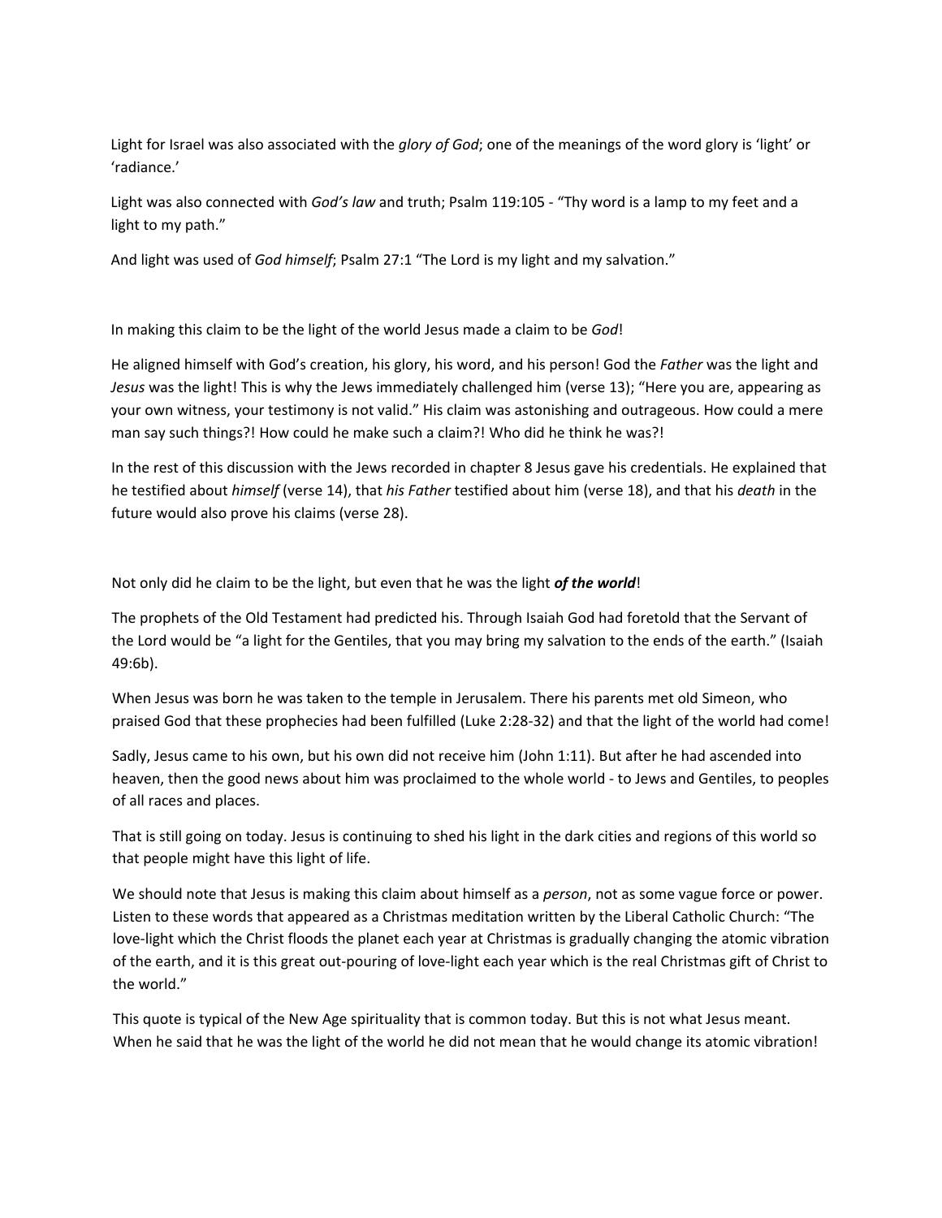Light for Israel was also associated with the *glory of God*; one of the meanings of the word glory is 'light' or 'radiance.'

Light was also connected with *God's law* and truth; Psalm 119:105 - "Thy word is a lamp to my feet and a light to my path."

And light was used of *God himself*; Psalm 27:1 "The Lord is my light and my salvation."

In making this claim to be the light of the world Jesus made a claim to be *God*!

He aligned himself with God's creation, his glory, his word, and his person! God the *Father* was the light and *Jesus* was the light! This is why the Jews immediately challenged him (verse 13); "Here you are, appearing as your own witness, your testimony is not valid." His claim was astonishing and outrageous. How could a mere man say such things?! How could he make such a claim?! Who did he think he was?!

In the rest of this discussion with the Jews recorded in chapter 8 Jesus gave his credentials. He explained that he testified about *himself* (verse 14), that *his Father* testified about him (verse 18), and that his *death* in the future would also prove his claims (verse 28).

Not only did he claim to be the light, but even that he was the light ***of the world***!

The prophets of the Old Testament had predicted his. Through Isaiah God had foretold that the Servant of the Lord would be "a light for the Gentiles, that you may bring my salvation to the ends of the earth." (Isaiah 49:6b).

When Jesus was born he was taken to the temple in Jerusalem. There his parents met old Simeon, who praised God that these prophecies had been fulfilled (Luke 2:28-32) and that the light of the world had come!

Sadly, Jesus came to his own, but his own did not receive him (John 1:11). But after he had ascended into heaven, then the good news about him was proclaimed to the whole world - to Jews and Gentiles, to peoples of all races and places.

That is still going on today. Jesus is continuing to shed his light in the dark cities and regions of this world so that people might have this light of life.

We should note that Jesus is making this claim about himself as a *person*, not as some vague force or power. Listen to these words that appeared as a Christmas meditation written by the Liberal Catholic Church: "The love-light which the Christ floods the planet each year at Christmas is gradually changing the atomic vibration of the earth, and it is this great out-pouring of love-light each year which is the real Christmas gift of Christ to the world."

This quote is typical of the New Age spirituality that is common today. But this is not what Jesus meant. When he said that he was the light of the world he did not mean that he would change its atomic vibration!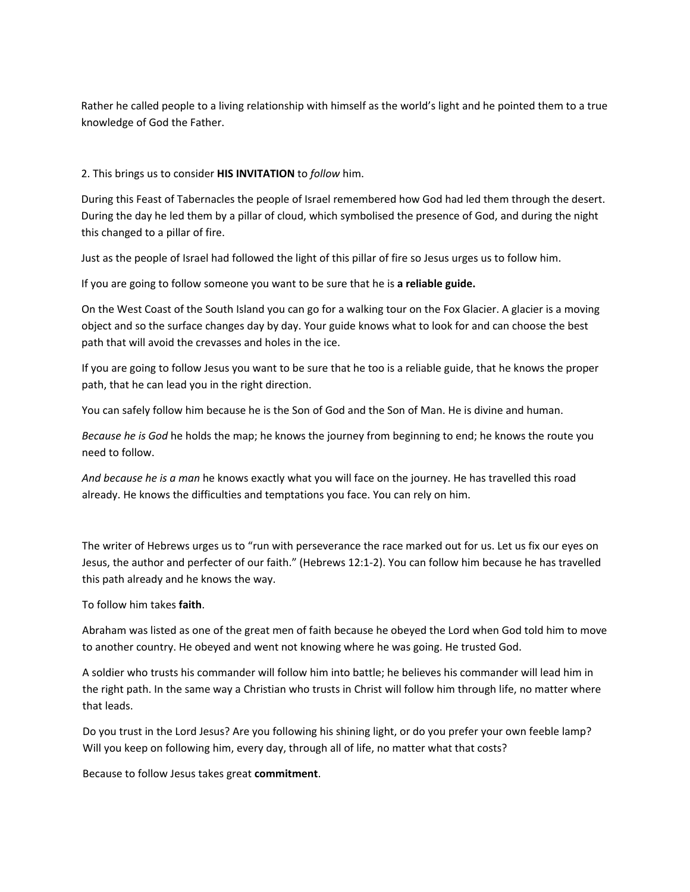Rather he called people to a living relationship with himself as the world's light and he pointed them to a true knowledge of God the Father.

2. This brings us to consider **HIS INVITATION** to *follow* him.

During this Feast of Tabernacles the people of Israel remembered how God had led them through the desert. During the day he led them by a pillar of cloud, which symbolised the presence of God, and during the night this changed to a pillar of fire.

Just as the people of Israel had followed the light of this pillar of fire so Jesus urges us to follow him.

If you are going to follow someone you want to be sure that he is **a reliable guide.**

On the West Coast of the South Island you can go for a walking tour on the Fox Glacier. A glacier is a moving object and so the surface changes day by day. Your guide knows what to look for and can choose the best path that will avoid the crevasses and holes in the ice.

If you are going to follow Jesus you want to be sure that he too is a reliable guide, that he knows the proper path, that he can lead you in the right direction.

You can safely follow him because he is the Son of God and the Son of Man. He is divine and human.

*Because he is God* he holds the map; he knows the journey from beginning to end; he knows the route you need to follow.

*And because he is a man* he knows exactly what you will face on the journey. He has travelled this road already. He knows the difficulties and temptations you face. You can rely on him.

The writer of Hebrews urges us to "run with perseverance the race marked out for us. Let us fix our eyes on Jesus, the author and perfecter of our faith." (Hebrews 12:1-2). You can follow him because he has travelled this path already and he knows the way.

To follow him takes **faith**.

Abraham was listed as one of the great men of faith because he obeyed the Lord when God told him to move to another country. He obeyed and went not knowing where he was going. He trusted God.

A soldier who trusts his commander will follow him into battle; he believes his commander will lead him in the right path. In the same way a Christian who trusts in Christ will follow him through life, no matter where that leads.

Do you trust in the Lord Jesus? Are you following his shining light, or do you prefer your own feeble lamp? Will you keep on following him, every day, through all of life, no matter what that costs?

Because to follow Jesus takes great **commitment**.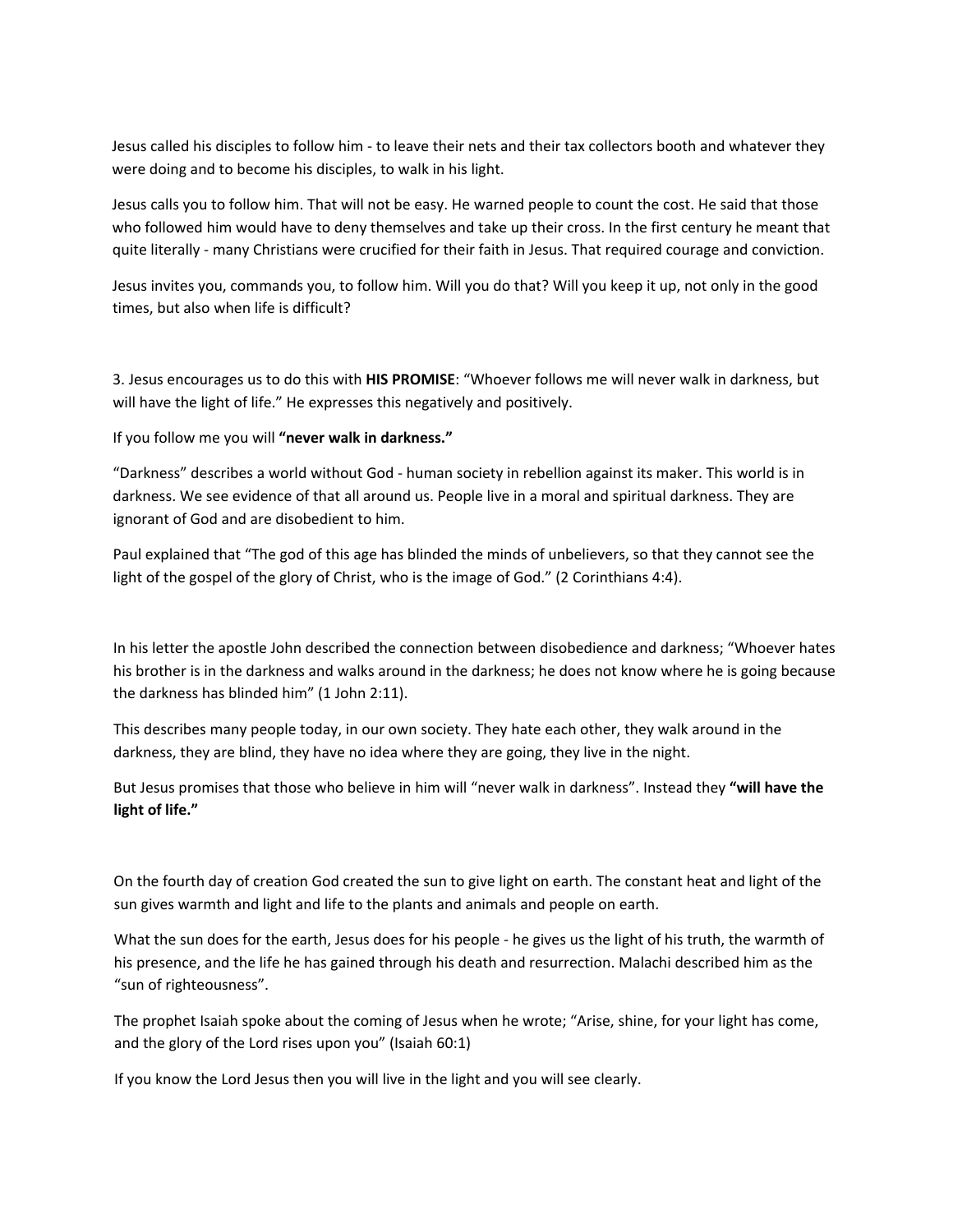Jesus called his disciples to follow him - to leave their nets and their tax collectors booth and whatever they were doing and to become his disciples, to walk in his light.

Jesus calls you to follow him. That will not be easy. He warned people to count the cost. He said that those who followed him would have to deny themselves and take up their cross. In the first century he meant that quite literally - many Christians were crucified for their faith in Jesus. That required courage and conviction.

Jesus invites you, commands you, to follow him. Will you do that? Will you keep it up, not only in the good times, but also when life is difficult?

3. Jesus encourages us to do this with **HIS PROMISE**: "Whoever follows me will never walk in darkness, but will have the light of life." He expresses this negatively and positively.

If you follow me you will **"never walk in darkness."**

"Darkness" describes a world without God - human society in rebellion against its maker. This world is in darkness. We see evidence of that all around us. People live in a moral and spiritual darkness. They are ignorant of God and are disobedient to him.

Paul explained that "The god of this age has blinded the minds of unbelievers, so that they cannot see the light of the gospel of the glory of Christ, who is the image of God." (2 Corinthians 4:4).

In his letter the apostle John described the connection between disobedience and darkness; "Whoever hates his brother is in the darkness and walks around in the darkness; he does not know where he is going because the darkness has blinded him" (1 John 2:11).

This describes many people today, in our own society. They hate each other, they walk around in the darkness, they are blind, they have no idea where they are going, they live in the night.

But Jesus promises that those who believe in him will "never walk in darkness". Instead they **"will have the light of life."**

On the fourth day of creation God created the sun to give light on earth. The constant heat and light of the sun gives warmth and light and life to the plants and animals and people on earth.

What the sun does for the earth, Jesus does for his people - he gives us the light of his truth, the warmth of his presence, and the life he has gained through his death and resurrection. Malachi described him as the "sun of righteousness".

The prophet Isaiah spoke about the coming of Jesus when he wrote; "Arise, shine, for your light has come, and the glory of the Lord rises upon you" (Isaiah 60:1)

If you know the Lord Jesus then you will live in the light and you will see clearly.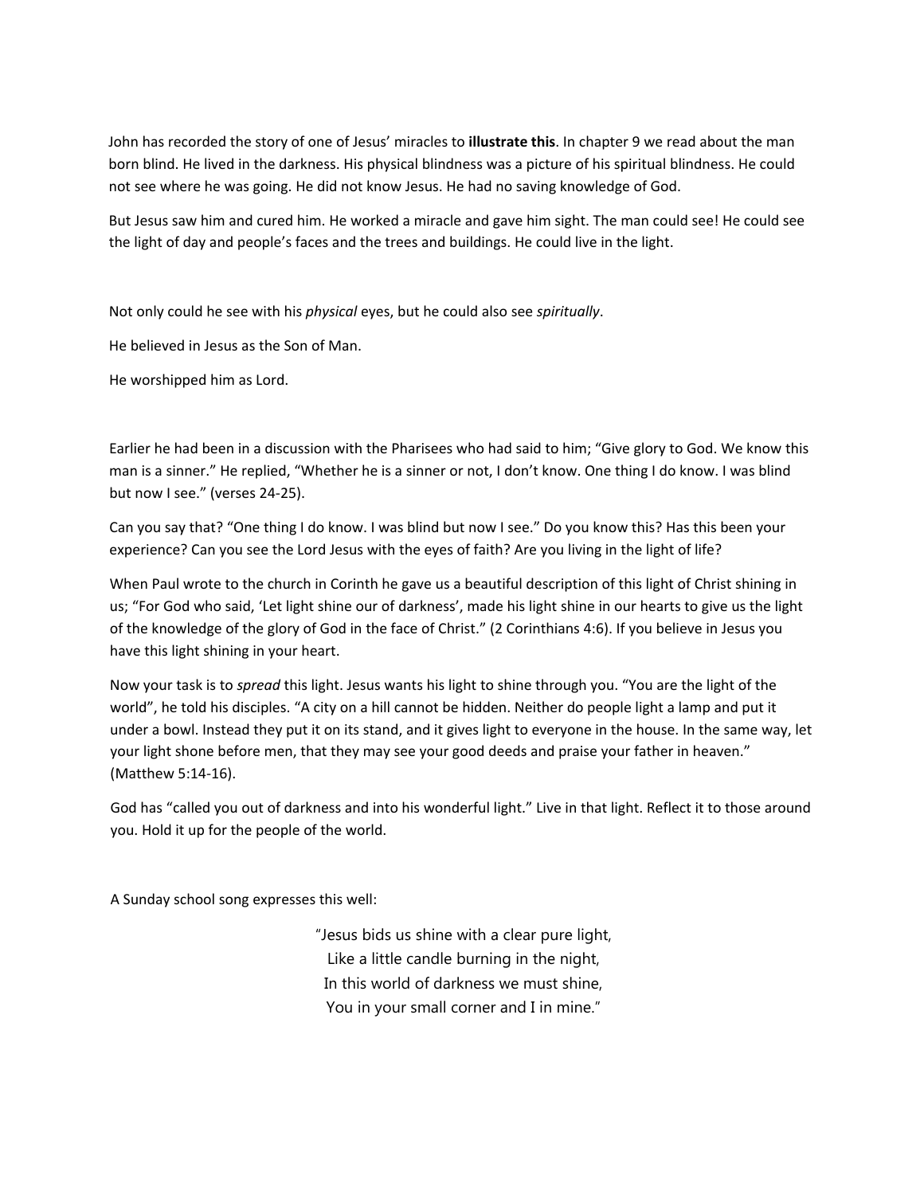John has recorded the story of one of Jesus' miracles to **illustrate this**. In chapter 9 we read about the man born blind. He lived in the darkness. His physical blindness was a picture of his spiritual blindness. He could not see where he was going. He did not know Jesus. He had no saving knowledge of God.

But Jesus saw him and cured him. He worked a miracle and gave him sight. The man could see! He could see the light of day and people's faces and the trees and buildings. He could live in the light.

Not only could he see with his *physical* eyes, but he could also see *spiritually*.

He believed in Jesus as the Son of Man.

He worshipped him as Lord.

Earlier he had been in a discussion with the Pharisees who had said to him; "Give glory to God. We know this man is a sinner." He replied, "Whether he is a sinner or not, I don't know. One thing I do know. I was blind but now I see." (verses 24-25).

Can you say that? "One thing I do know. I was blind but now I see." Do you know this? Has this been your experience? Can you see the Lord Jesus with the eyes of faith? Are you living in the light of life?

When Paul wrote to the church in Corinth he gave us a beautiful description of this light of Christ shining in us; "For God who said, 'Let light shine our of darkness', made his light shine in our hearts to give us the light of the knowledge of the glory of God in the face of Christ." (2 Corinthians 4:6). If you believe in Jesus you have this light shining in your heart.

Now your task is to *spread* this light. Jesus wants his light to shine through you. "You are the light of the world", he told his disciples. "A city on a hill cannot be hidden. Neither do people light a lamp and put it under a bowl. Instead they put it on its stand, and it gives light to everyone in the house. In the same way, let your light shone before men, that they may see your good deeds and praise your father in heaven." (Matthew 5:14-16).

God has "called you out of darkness and into his wonderful light." Live in that light. Reflect it to those around you. Hold it up for the people of the world.

A Sunday school song expresses this well:

"Jesus bids us shine with a clear pure light,  
Like a little candle burning in the night,  
In this world of darkness we must shine,  
You in your small corner and I in mine."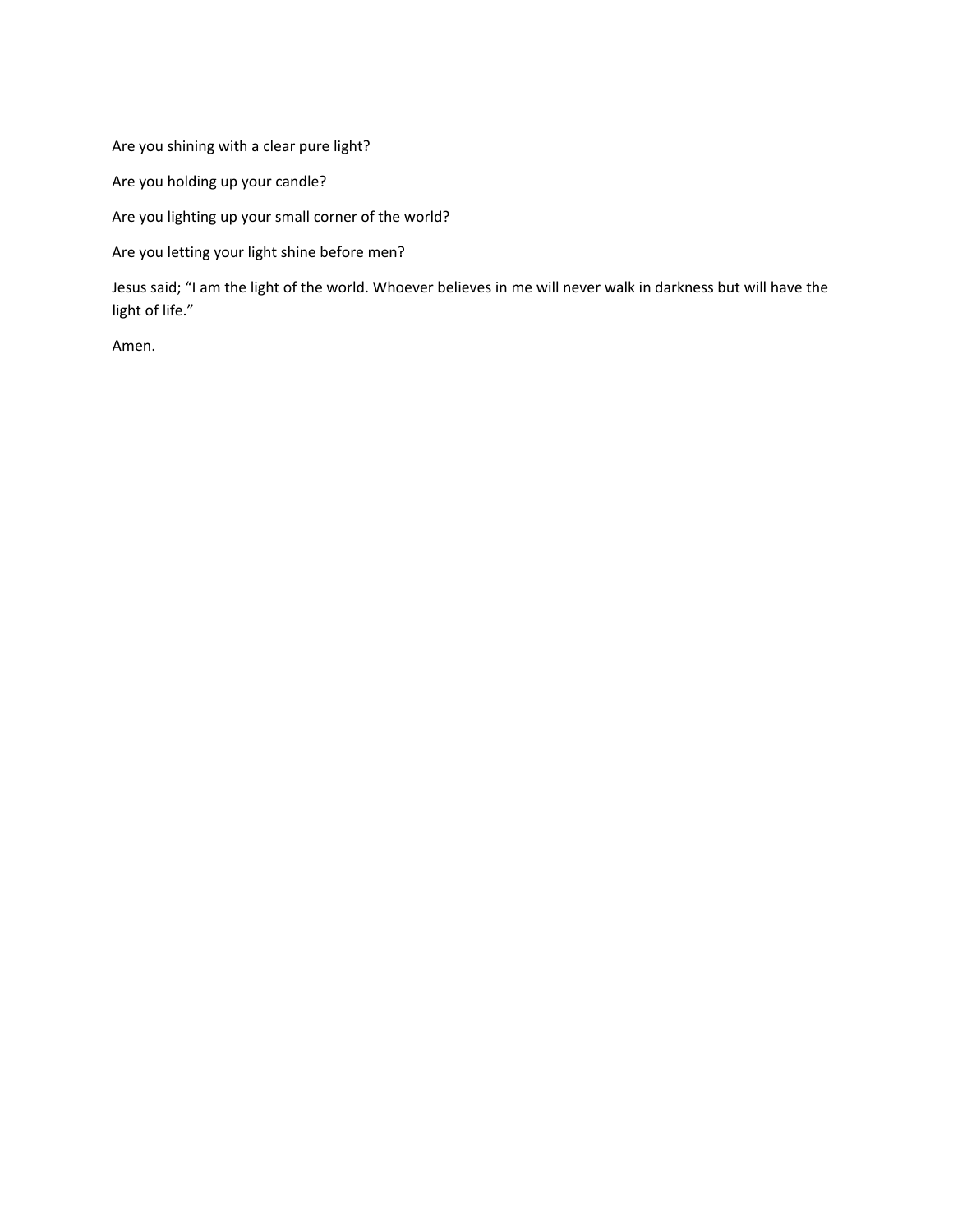Are you shining with a clear pure light?

Are you holding up your candle?

Are you lighting up your small corner of the world?

Are you letting your light shine before men?

Jesus said; “I am the light of the world. Whoever believes in me will never walk in darkness but will have the light of life.”

Amen.